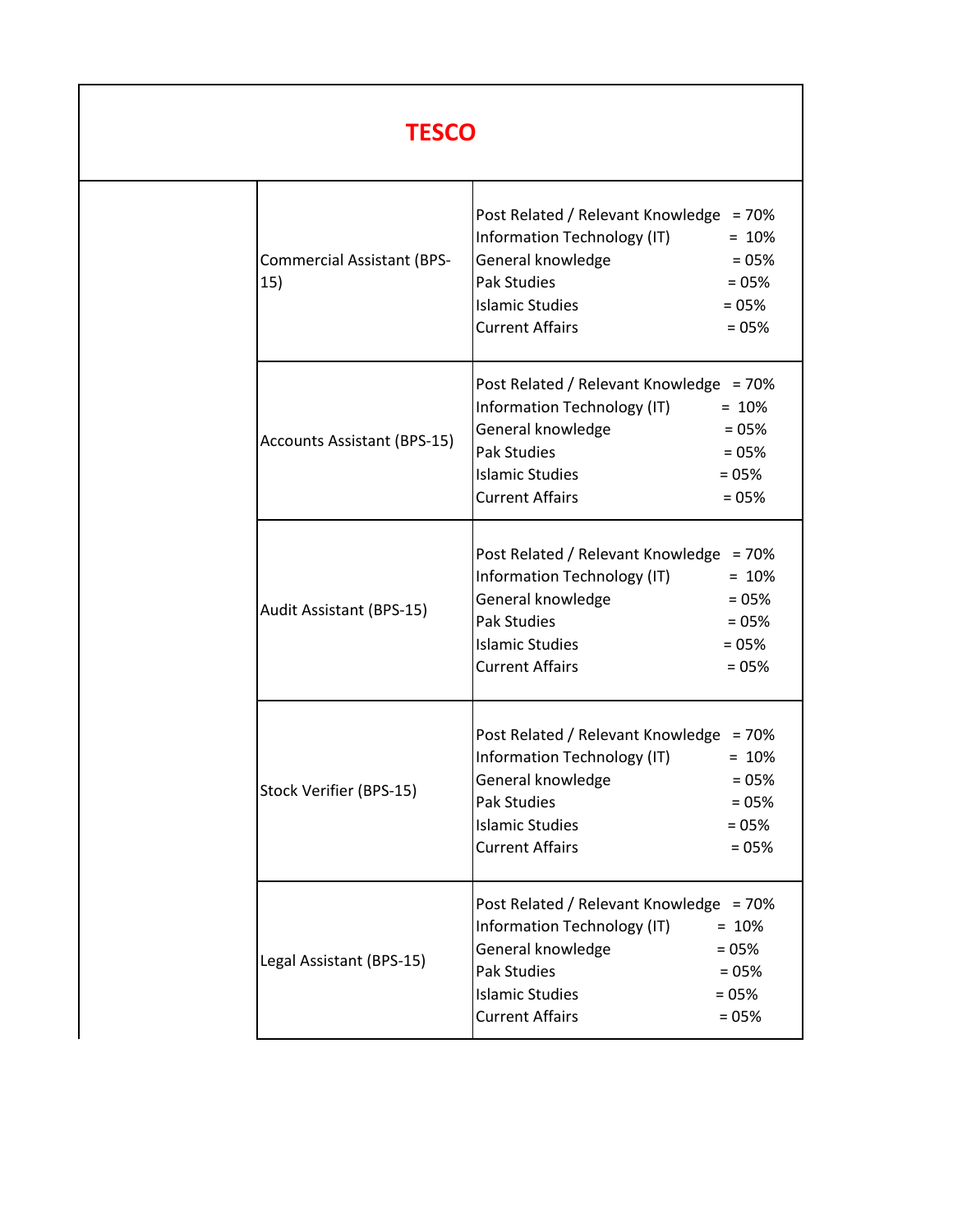| TESCO | | |
|---|---|---|
| | Commercial Assistant (BPS-15) | Post Related / Relevant Knowledge = 70%<br>Information Technology (IT) = 10%<br>General knowledge = 05%<br>Pak Studies = 05%<br>Islamic Studies = 05%<br>Current Affairs = 05% |
| | Accounts Assistant (BPS-15) | Post Related / Relevant Knowledge = 70%<br>Information Technology (IT) = 10%<br>General knowledge = 05%<br>Pak Studies = 05%<br>Islamic Studies = 05%<br>Current Affairs = 05% |
| | Audit Assistant (BPS-15) | Post Related / Relevant Knowledge = 70%<br>Information Technology (IT) = 10%<br>General knowledge = 05%<br>Pak Studies = 05%<br>Islamic Studies = 05%<br>Current Affairs = 05% |
| | Stock Verifier (BPS-15) | Post Related / Relevant Knowledge = 70%<br>Information Technology (IT) = 10%<br>General knowledge = 05%<br>Pak Studies = 05%<br>Islamic Studies = 05%<br>Current Affairs = 05% |
| | Legal Assistant (BPS-15) | Post Related / Relevant Knowledge = 70%<br>Information Technology (IT) = 10%<br>General knowledge = 05%<br>Pak Studies = 05%<br>Islamic Studies = 05%<br>Current Affairs = 05% |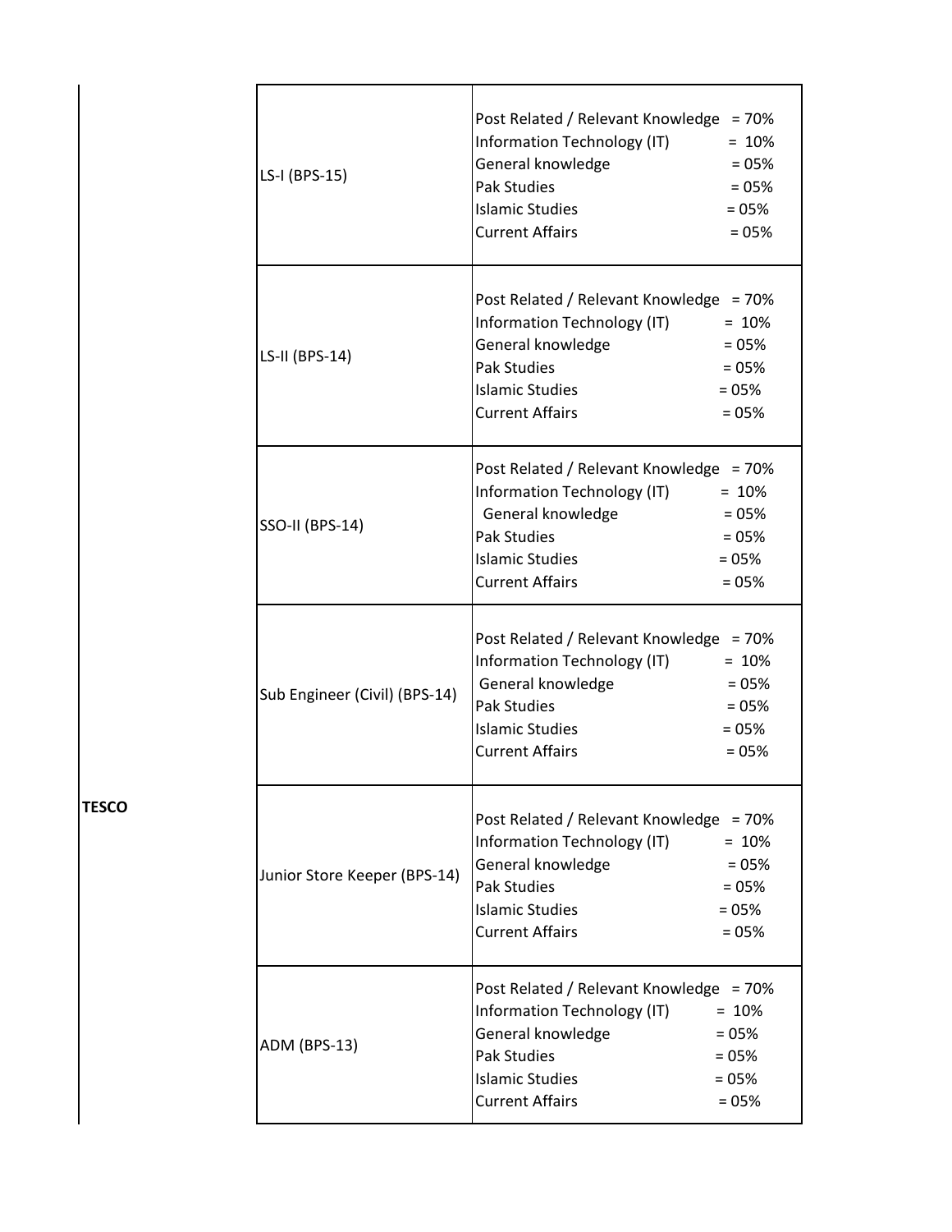| | | |
|---|---|---|
| TESCO | LS-I (BPS-15) | Post Related / Relevant Knowledge = 70%<br>Information Technology (IT) = 10%<br>General knowledge = 05%<br>Pak Studies = 05%<br>Islamic Studies = 05%<br>Current Affairs = 05% |
| | LS-II (BPS-14) | Post Related / Relevant Knowledge = 70%<br>Information Technology (IT) = 10%<br>General knowledge = 05%<br>Pak Studies = 05%<br>Islamic Studies = 05%<br>Current Affairs = 05% |
| | SSO-II (BPS-14) | Post Related / Relevant Knowledge = 70%<br>Information Technology (IT) = 10%<br>General knowledge = 05%<br>Pak Studies = 05%<br>Islamic Studies = 05%<br>Current Affairs = 05% |
| | Sub Engineer (Civil) (BPS-14) | Post Related / Relevant Knowledge = 70%<br>Information Technology (IT) = 10%<br>General knowledge = 05%<br>Pak Studies = 05%<br>Islamic Studies = 05%<br>Current Affairs = 05% |
| | Junior Store Keeper (BPS-14) | Post Related / Relevant Knowledge = 70%<br>Information Technology (IT) = 10%<br>General knowledge = 05%<br>Pak Studies = 05%<br>Islamic Studies = 05%<br>Current Affairs = 05% |
| | ADM (BPS-13) | Post Related / Relevant Knowledge = 70%<br>Information Technology (IT) = 10%<br>General knowledge = 05%<br>Pak Studies = 05%<br>Islamic Studies = 05%<br>Current Affairs = 05% |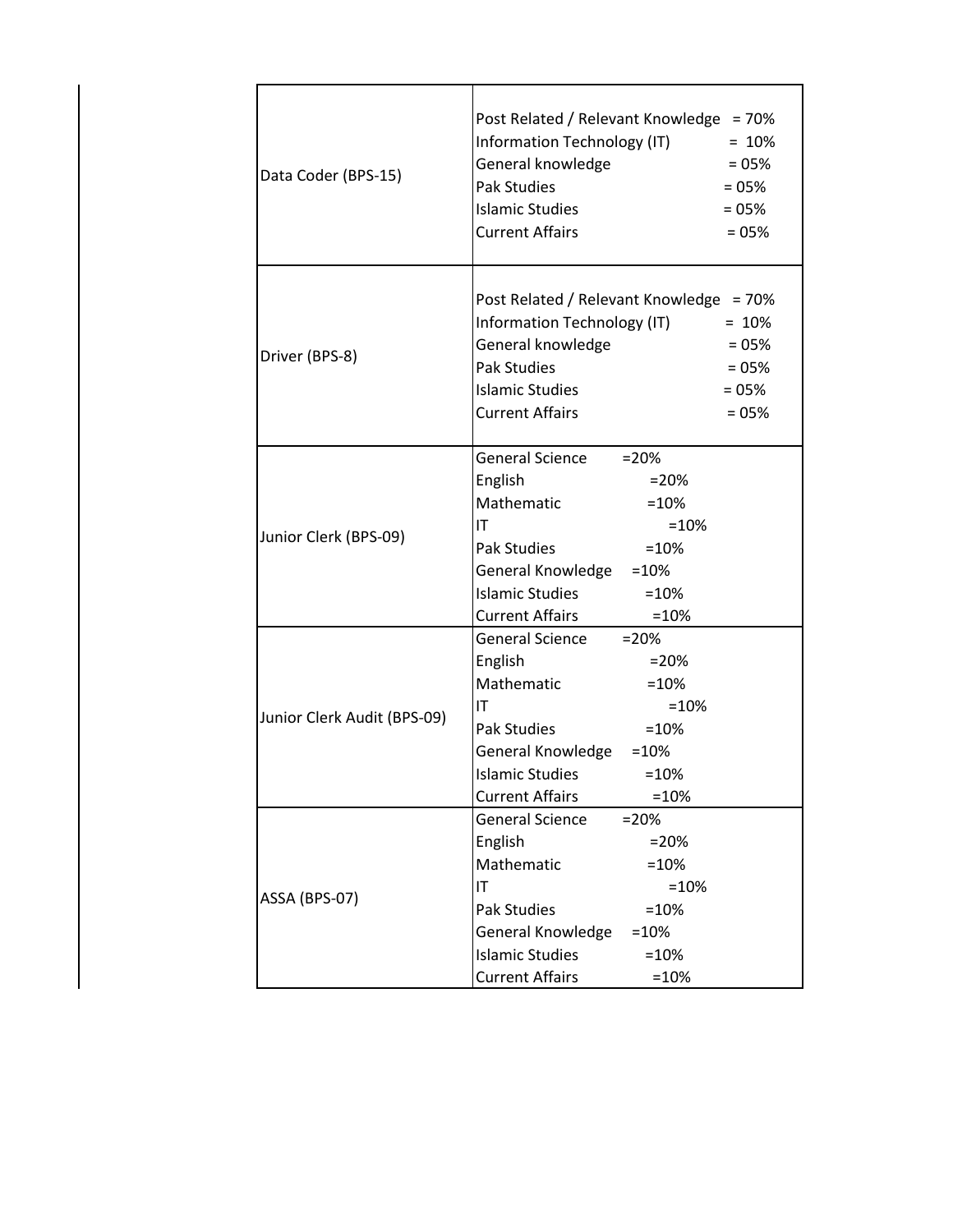| | |
|---|---|
| Data Coder (BPS-15) | Post Related / Relevant Knowledge = 70%<br>Information Technology (IT) = 10%<br>General knowledge = 05%<br>Pak Studies = 05%<br>Islamic Studies = 05%<br>Current Affairs = 05% |
| Driver (BPS-8) | Post Related / Relevant Knowledge = 70%<br>Information Technology (IT) = 10%<br>General knowledge = 05%<br>Pak Studies = 05%<br>Islamic Studies = 05%<br>Current Affairs = 05% |
| Junior Clerk (BPS-09) | General Science =20%<br>English =20%<br>Mathematic =10%<br>IT =10%<br>Pak Studies =10%<br>General Knowledge =10%<br>Islamic Studies =10%<br>Current Affairs =10% |
| Junior Clerk Audit (BPS-09) | General Science =20%<br>English =20%<br>Mathematic =10%<br>IT =10%<br>Pak Studies =10%<br>General Knowledge =10%<br>Islamic Studies =10%<br>Current Affairs =10% |
| ASSA (BPS-07) | General Science =20%<br>English =20%<br>Mathematic =10%<br>IT =10%<br>Pak Studies =10%<br>General Knowledge =10%<br>Islamic Studies =10%<br>Current Affairs =10% |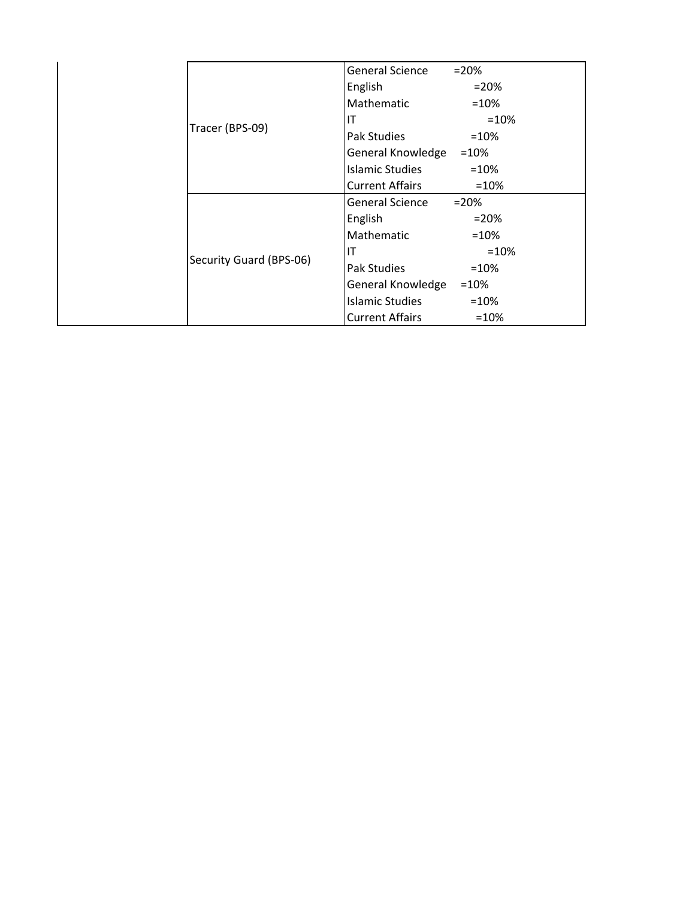| | | |
|---|---|---|
| | Tracer (BPS-09) | General Science =20%<br>English =20%<br>Mathematic =10%<br>IT =10%<br>Pak Studies =10%<br>General Knowledge =10%<br>Islamic Studies =10%<br>Current Affairs =10% |
| | Security Guard (BPS-06) | General Science =20%<br>English =20%<br>Mathematic =10%<br>IT =10%<br>Pak Studies =10%<br>General Knowledge =10%<br>Islamic Studies =10%<br>Current Affairs =10% |